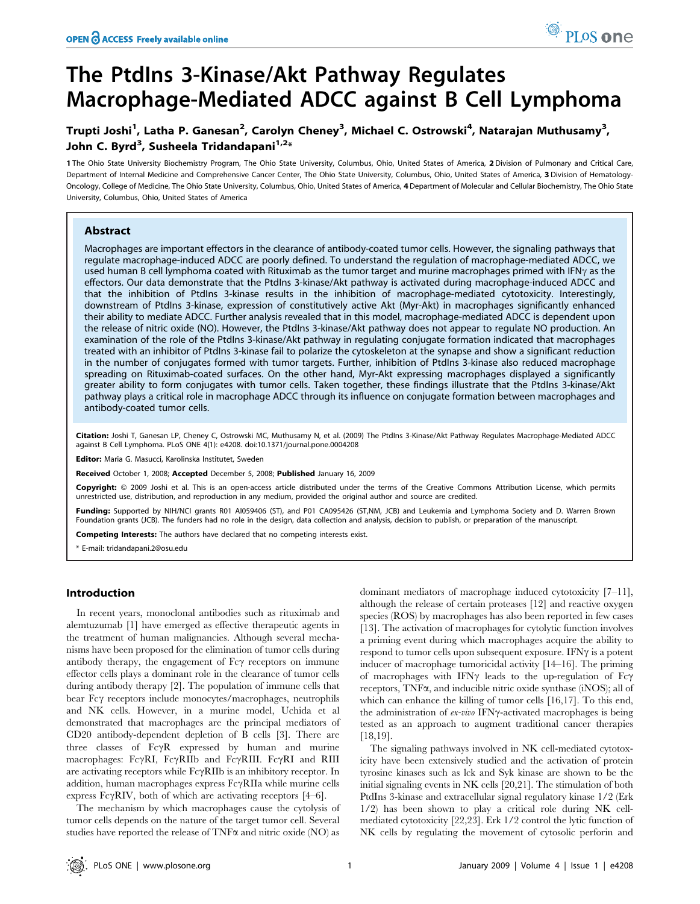# The PtdIns 3-Kinase/Akt Pathway Regulates Macrophage-Mediated ADCC against B Cell Lymphoma

**Trupti Joshi[1], Latha P. Ganesan[2], Carolyn Cheney[3], Michael C. Ostrowski[4], Natarajan Muthusamy[3], John C. Byrd[3], Susheela Tridandapani[1,2]***

**1** The Ohio State University Biochemistry Program, The Ohio State University, Columbus, Ohio, United States of America, **2** Division of Pulmonary and Critical Care, Department of Internal Medicine and Comprehensive Cancer Center, The Ohio State University, Columbus, Ohio, United States of America, **3** Division of Hematology-Oncology, College of Medicine, The Ohio State University, Columbus, Ohio, United States of America, **4** Department of Molecular and Cellular Biochemistry, The Ohio State University, Columbus, Ohio, United States of America

## Abstract

Macrophages are important effectors in the clearance of antibody-coated tumor cells. However, the signaling pathways that regulate macrophage-induced ADCC are poorly defined. To understand the regulation of macrophage-mediated ADCC, we used human B cell lymphoma coated with Rituximab as the tumor target and murine macrophages primed with IFNγ as the effectors. Our data demonstrate that the PtdIns 3-kinase/Akt pathway is activated during macrophage-induced ADCC and that the inhibition of PtdIns 3-kinase results in the inhibition of macrophage-mediated cytotoxicity. Interestingly, downstream of PtdIns 3-kinase, expression of constitutively active Akt (Myr-Akt) in macrophages significantly enhanced their ability to mediate ADCC. Further analysis revealed that in this model, macrophage-mediated ADCC is dependent upon the release of nitric oxide (NO). However, the PtdIns 3-kinase/Akt pathway does not appear to regulate NO production. An examination of the role of the PtdIns 3-kinase/Akt pathway in regulating conjugate formation indicated that macrophages treated with an inhibitor of PtdIns 3-kinase fail to polarize the cytoskeleton at the synapse and show a significant reduction in the number of conjugates formed with tumor targets. Further, inhibition of PtdIns 3-kinase also reduced macrophage spreading on Rituximab-coated surfaces. On the other hand, Myr-Akt expressing macrophages displayed a significantly greater ability to form conjugates with tumor cells. Taken together, these findings illustrate that the PtdIns 3-kinase/Akt pathway plays a critical role in macrophage ADCC through its influence on conjugate formation between macrophages and antibody-coated tumor cells.

**Citation:** Joshi T, Ganesan LP, Cheney C, Ostrowski MC, Muthusamy N, et al. (2009) The PtdIns 3-Kinase/Akt Pathway Regulates Macrophage-Mediated ADCC against B Cell Lymphoma. PLoS ONE 4(1): e4208. doi:10.1371/journal.pone.0004208

**Editor:** Maria G. Masucci, Karolinska Institutet, Sweden

**Received** October 1, 2008; **Accepted** December 5, 2008; **Published** January 16, 2009

**Copyright:** © 2009 Joshi et al. This is an open-access article distributed under the terms of the Creative Commons Attribution License, which permits unrestricted use, distribution, and reproduction in any medium, provided the original author and source are credited.

**Funding:** Supported by NIH/NCI grants R01 AI059406 (ST), and P01 CA095426 (ST,NM, JCB) and Leukemia and Lymphoma Society and D. Warren Brown Foundation grants (JCB). The funders had no role in the design, data collection and analysis, decision to publish, or preparation of the manuscript.

**Competing Interests:** The authors have declared that no competing interests exist.

\* E-mail: tridandapani.2@osu.edu

## Introduction

In recent years, monoclonal antibodies such as rituximab and alemtuzumab [1] have emerged as effective therapeutic agents in the treatment of human malignancies. Although several mechanisms have been proposed for the elimination of tumor cells during antibody therapy, the engagement of Fcγ receptors on immune effector cells plays a dominant role in the clearance of tumor cells during antibody therapy [2]. The population of immune cells that bear Fcγ receptors include monocytes/macrophages, neutrophils and NK cells. However, in a murine model, Uchida et al demonstrated that macrophages are the principal mediators of CD20 antibody-dependent depletion of B cells [3]. There are three classes of FcγR expressed by human and murine macrophages: FcγRI, FcγRIIb and FcγRIII. FcγRI and RIII are activating receptors while FcγRIIb is an inhibitory receptor. In addition, human macrophages express FcγRIIa while murine cells express FcγRIV, both of which are activating receptors [4–6].

The mechanism by which macrophages cause the cytolysis of tumor cells depends on the nature of the target tumor cell. Several studies have reported the release of TNFα and nitric oxide (NO) as dominant mediators of macrophage induced cytotoxicity [7–11], although the release of certain proteases [12] and reactive oxygen species (ROS) by macrophages has also been reported in few cases [13]. The activation of macrophages for cytolytic function involves a priming event during which macrophages acquire the ability to respond to tumor cells upon subsequent exposure. IFNγ is a potent inducer of macrophage tumoricidal activity [14–16]. The priming of macrophages with IFNγ leads to the up-regulation of Fcγ receptors, TNFα, and inducible nitric oxide synthase (iNOS); all of which can enhance the killing of tumor cells [16,17]. To this end, the administration of *ex-vivo* IFNγ-activated macrophages is being tested as an approach to augment traditional cancer therapies [18,19].

The signaling pathways involved in NK cell-mediated cytotoxicity have been extensively studied and the activation of protein tyrosine kinases such as lck and Syk kinase are shown to be the initial signaling events in NK cells [20,21]. The stimulation of both PtdIns 3-kinase and extracellular signal regulatory kinase 1/2 (Erk 1/2) has been shown to play a critical role during NK cell-mediated cytotoxicity [22,23]. Erk 1/2 control the lytic function of NK cells by regulating the movement of cytosolic perforin and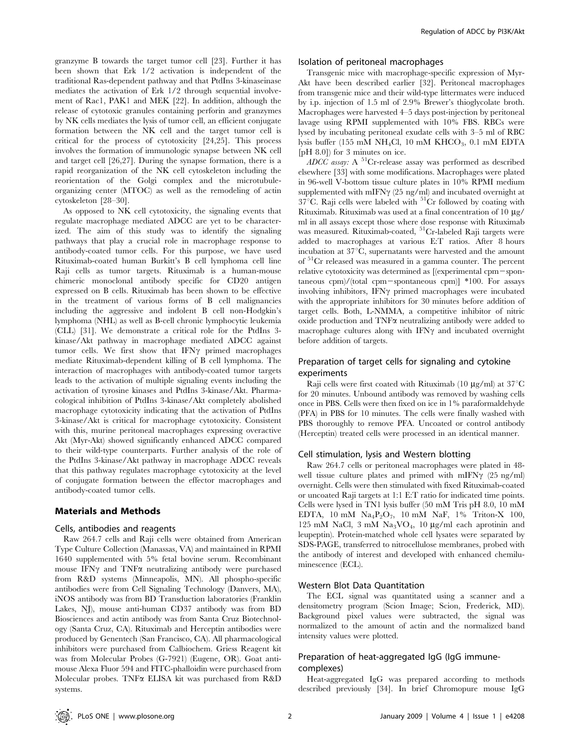granzyme B towards the target tumor cell [23]. Further it has been shown that Erk 1/2 activation is independent of the traditional Ras-dependent pathway and that PtdIns 3-kinaseinase mediates the activation of Erk 1/2 through sequential involvement of Rac1, PAK1 and MEK [22]. In addition, although the release of cytotoxic granules containing perforin and granzymes by NK cells mediates the lysis of tumor cell, an efficient conjugate formation between the NK cell and the target tumor cell is critical for the process of cytotoxicity [24,25]. This process involves the formation of immunologic synapse between NK cell and target cell [26,27]. During the synapse formation, there is a rapid reorganization of the NK cell cytoskeleton including the reorientation of the Golgi complex and the microtubule-organizing center (MTOC) as well as the remodeling of actin cytoskeleton [28–30].

As opposed to NK cell cytotoxicity, the signaling events that regulate macrophage mediated ADCC are yet to be characterized. The aim of this study was to identify the signaling pathways that play a crucial role in macrophage response to antibody-coated tumor cells. For this purpose, we have used Rituximab-coated human Burkitt's B cell lymphoma cell line Raji cells as tumor targets. Rituximab is a human-mouse chimeric monoclonal antibody specific for CD20 antigen expressed on B cells. Rituximab has been shown to be effective in the treatment of various forms of B cell malignancies including the aggressive and indolent B cell non-Hodgkin's lymphoma (NHL) as well as B-cell chronic lymphocytic leukemia (CLL) [31]. We demonstrate a critical role for the PtdIns 3-kinase/Akt pathway in macrophage mediated ADCC against tumor cells. We first show that IFNγ primed macrophages mediate Rituximab-dependent killing of B cell lymphoma. The interaction of macrophages with antibody-coated tumor targets leads to the activation of multiple signaling events including the activation of tyrosine kinases and PtdIns 3-kinase/Akt. Pharmacological inhibition of PtdIns 3-kinase/Akt completely abolished macrophage cytotoxicity indicating that the activation of PtdIns 3-kinase/Akt is critical for macrophage cytotoxicity. Consistent with this, murine peritoneal macrophages expressing overactive Akt (Myr-Akt) showed significantly enhanced ADCC compared to their wild-type counterparts. Further analysis of the role of the PtdIns 3-kinase/Akt pathway in macrophage ADCC reveals that this pathway regulates macrophage cytotoxicity at the level of conjugate formation between the effector macrophages and antibody-coated tumor cells.

## Materials and Methods

### Cells, antibodies and reagents

Raw 264.7 cells and Raji cells were obtained from American Type Culture Collection (Manassas, VA) and maintained in RPMI 1640 supplemented with 5% fetal bovine serum. Recombinant mouse IFNγ and TNFα neutralizing antibody were purchased from R&D systems (Minneapolis, MN). All phospho-specific antibodies were from Cell Signaling Technology (Danvers, MA), iNOS antibody was from BD Transduction laboratories (Franklin Lakes, NJ), mouse anti-human CD37 antibody was from BD Biosciences and actin antibody was from Santa Cruz Biotechnology (Santa Cruz, CA). Rituximab and Herceptin antibodies were produced by Genentech (San Francisco, CA). All pharmacological inhibitors were purchased from Calbiochem. Griess Reagent kit was from Molecular Probes (G-7921) (Eugene, OR). Goat anti-mouse Alexa Fluor 594 and FITC-phalloidin were purchased from Molecular probes. TNFα ELISA kit was purchased from R&D systems.

### Isolation of peritoneal macrophages

Transgenic mice with macrophage-specific expression of Myr-Akt have been described earlier [32]. Peritoneal macrophages from transgenic mice and their wild-type littermates were induced by i.p. injection of 1.5 ml of 2.9% Brewer's thioglycolate broth. Macrophages were harvested 4–5 days post-injection by peritoneal lavage using RPMI supplemented with 10% FBS. RBCs were lysed by incubating peritoneal exudate cells with 3–5 ml of RBC lysis buffer (155 mM $NH_4Cl$, 10 mM $KHCO_3$, 0.1 mM EDTA [pH 8.0]) for 3 minutes on ice.

*ADCC assay:* A $^{51}$Cr-release assay was performed as described elsewhere [33] with some modifications. Macrophages were plated in 96-well V-bottom tissue culture plates in 10% RPMI medium supplemented with mIFNγ (25 ng/ml) and incubated overnight at 37°C. Raji cells were labeled with $^{51}$Cr followed by coating with Rituximab. Rituximab was used at a final concentration of 10 µg/ml in all assays except those where dose response with Rituximab was measured. Rituximab-coated, $^{51}$Cr-labeled Raji targets were added to macrophages at various E:T ratios. After 8 hours incubation at 37°C, supernatants were harvested and the amount of $^{51}$Cr released was measured in a gamma counter. The percent relative cytotoxicity was determined as [(experimental cpm−spontaneous cpm)/(total cpm−spontaneous cpm)] *100. For assays involving inhibitors, IFNγ primed macrophages were incubated with the appropriate inhibitors for 30 minutes before addition of target cells. Both, L-NMMA, a competitive inhibitor of nitric oxide production and TNFα neutralizing antibody were added to macrophage cultures along with IFNγ and incubated overnight before addition of targets.

### Preparation of target cells for signaling and cytokine experiments

Raji cells were first coated with Rituximab (10 µg/ml) at 37°C for 20 minutes. Unbound antibody was removed by washing cells once in PBS. Cells were then fixed on ice in 1% paraformaldehyde (PFA) in PBS for 10 minutes. The cells were finally washed with PBS thoroughly to remove PFA. Uncoated or control antibody (Herceptin) treated cells were processed in an identical manner.

### Cell stimulation, lysis and Western blotting

Raw 264.7 cells or peritoneal macrophages were plated in 48-well tissue culture plates and primed with mIFNγ (25 ng/ml) overnight. Cells were then stimulated with fixed Rituximab-coated or uncoated Raji targets at 1:1 E:T ratio for indicated time points. Cells were lysed in TN1 lysis buffer (50 mM Tris pH 8.0, 10 mM EDTA, 10 mM $Na_4P_2O_7$, 10 mM NaF, 1% Triton-X 100, 125 mM NaCl, 3 mM $Na_3VO_4$, 10 µg/ml each aprotinin and leupeptin). Protein-matched whole cell lysates were separated by SDS-PAGE, transferred to nitrocellulose membranes, probed with the antibody of interest and developed with enhanced chemiluminescence (ECL).

### Western Blot Data Quantitation

The ECL signal was quantitated using a scanner and a densitometry program (Scion Image; Scion, Frederick, MD). Background pixel values were subtracted, the signal was normalized to the amount of actin and the normalized band intensity values were plotted.

### Preparation of heat-aggregated IgG (IgG immune-complexes)

Heat-aggregated IgG was prepared according to methods described previously [34]. In brief Chromopure mouse IgG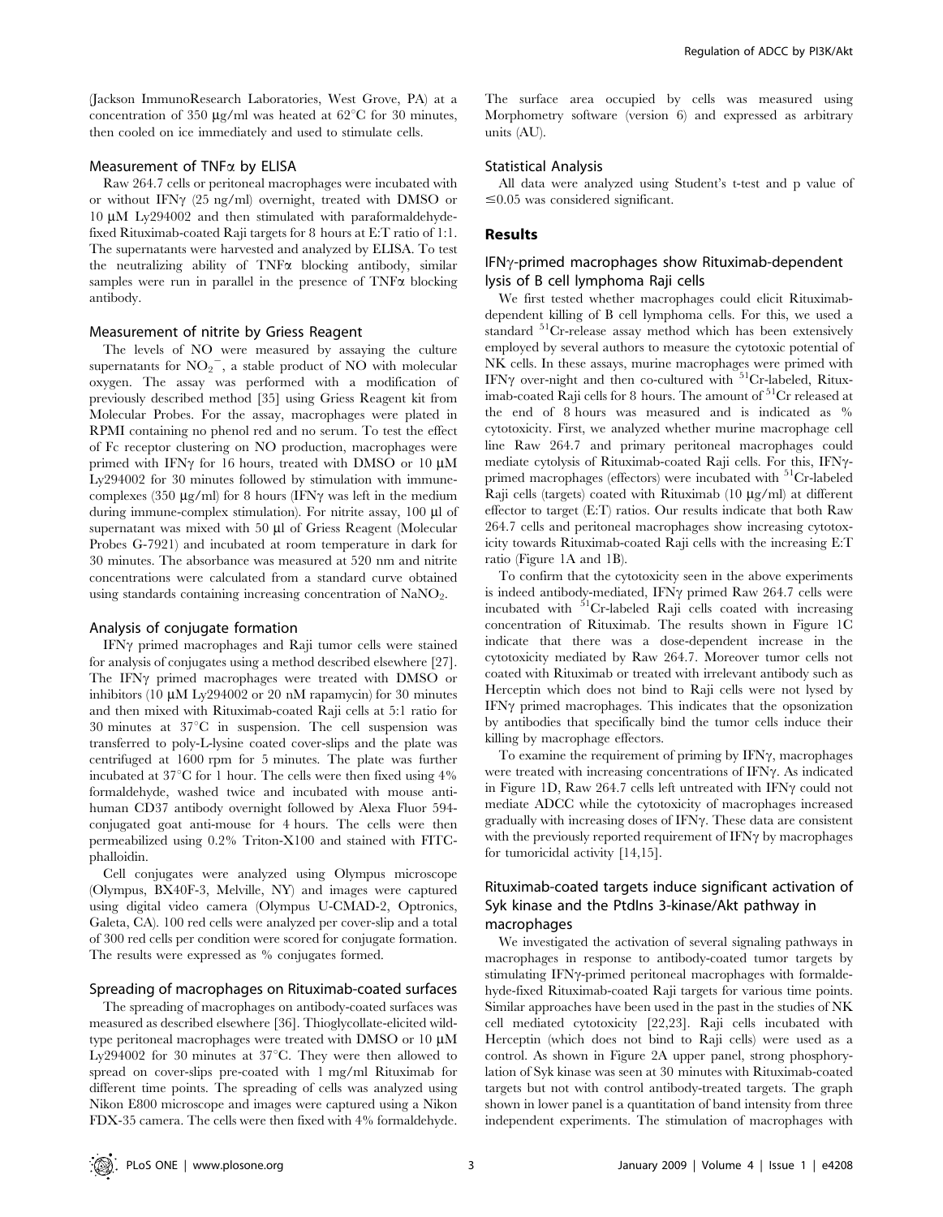(Jackson ImmunoResearch Laboratories, West Grove, PA) at a concentration of 350 μg/ml was heated at 62°C for 30 minutes, then cooled on ice immediately and used to stimulate cells.

### Measurement of TNFα by ELISA

Raw 264.7 cells or peritoneal macrophages were incubated with or without IFNγ (25 ng/ml) overnight, treated with DMSO or 10 μM Ly294002 and then stimulated with paraformaldehyde-fixed Rituximab-coated Raji targets for 8 hours at E:T ratio of 1:1. The supernatants were harvested and analyzed by ELISA. To test the neutralizing ability of TNFα blocking antibody, similar samples were run in parallel in the presence of TNFα blocking antibody.

### Measurement of nitrite by Griess Reagent

The levels of NO were measured by assaying the culture supernatants for $NO_2^-$, a stable product of NO with molecular oxygen. The assay was performed with a modification of previously described method [35] using Griess Reagent kit from Molecular Probes. For the assay, macrophages were plated in RPMI containing no phenol red and no serum. To test the effect of Fc receptor clustering on NO production, macrophages were primed with IFNγ for 16 hours, treated with DMSO or 10 μM Ly294002 for 30 minutes followed by stimulation with immune-complexes (350 μg/ml) for 8 hours (IFNγ was left in the medium during immune-complex stimulation). For nitrite assay, 100 μl of supernatant was mixed with 50 μl of Griess Reagent (Molecular Probes G-7921) and incubated at room temperature in dark for 30 minutes. The absorbance was measured at 520 nm and nitrite concentrations were calculated from a standard curve obtained using standards containing increasing concentration of $NaNO_2$.

### Analysis of conjugate formation

IFNγ primed macrophages and Raji tumor cells were stained for analysis of conjugates using a method described elsewhere [27]. The IFNγ primed macrophages were treated with DMSO or inhibitors (10 μM Ly294002 or 20 nM rapamycin) for 30 minutes and then mixed with Rituximab-coated Raji cells at 5:1 ratio for 30 minutes at 37°C in suspension. The cell suspension was transferred to poly-L-lysine coated cover-slips and the plate was centrifuged at 1600 rpm for 5 minutes. The plate was further incubated at 37°C for 1 hour. The cells were then fixed using 4% formaldehyde, washed twice and incubated with mouse anti-human CD37 antibody overnight followed by Alexa Fluor 594-conjugated goat anti-mouse for 4 hours. The cells were then permeabilized using 0.2% Triton-X100 and stained with FITC-phalloidin.

Cell conjugates were analyzed using Olympus microscope (Olympus, BX40F-3, Melville, NY) and images were captured using digital video camera (Olympus U-CMAD-2, Optronics, Galeta, CA). 100 red cells were analyzed per cover-slip and a total of 300 red cells per condition were scored for conjugate formation. The results were expressed as % conjugates formed.

### Spreading of macrophages on Rituximab-coated surfaces

The spreading of macrophages on antibody-coated surfaces was measured as described elsewhere [36]. Thioglycollate-elicited wild-type peritoneal macrophages were treated with DMSO or 10 μM Ly294002 for 30 minutes at 37°C. They were then allowed to spread on cover-slips pre-coated with 1 mg/ml Rituximab for different time points. The spreading of cells was analyzed using Nikon E800 microscope and images were captured using a Nikon FDX-35 camera. The cells were then fixed with 4% formaldehyde. The surface area occupied by cells was measured using Morphometry software (version 6) and expressed as arbitrary units (AU).

### Statistical Analysis

All data were analyzed using Student's t-test and p value of $\leq 0.05$ was considered significant.

## Results

### IFNγ-primed macrophages show Rituximab-dependent lysis of B cell lymphoma Raji cells

We first tested whether macrophages could elicit Rituximab-dependent killing of B cell lymphoma cells. For this, we used a standard $^{51}$Cr-release assay method which has been extensively employed by several authors to measure the cytotoxic potential of NK cells. In these assays, murine macrophages were primed with IFNγ over-night and then co-cultured with $^{51}$Cr-labeled, Rituximab-coated Raji cells for 8 hours. The amount of $^{51}$Cr released at the end of 8 hours was measured and is indicated as % cytotoxicity. First, we analyzed whether murine macrophage cell line Raw 264.7 and primary peritoneal macrophages could mediate cytolysis of Rituximab-coated Raji cells. For this, IFNγ-primed macrophages (effectors) were incubated with $^{51}$Cr-labeled Raji cells (targets) coated with Rituximab (10 μg/ml) at different effector to target (E:T) ratios. Our results indicate that both Raw 264.7 cells and peritoneal macrophages show increasing cytotoxicity towards Rituximab-coated Raji cells with the increasing E:T ratio (Figure 1A and 1B).

To confirm that the cytotoxicity seen in the above experiments is indeed antibody-mediated, IFNγ primed Raw 264.7 cells were incubated with $^{51}$Cr-labeled Raji cells coated with increasing concentration of Rituximab. The results shown in Figure 1C indicate that there was a dose-dependent increase in the cytotoxicity mediated by Raw 264.7. Moreover tumor cells not coated with Rituximab or treated with irrelevant antibody such as Herceptin which does not bind to Raji cells were not lysed by IFNγ primed macrophages. This indicates that the opsonization by antibodies that specifically bind the tumor cells induce their killing by macrophage effectors.

To examine the requirement of priming by IFNγ, macrophages were treated with increasing concentrations of IFNγ. As indicated in Figure 1D, Raw 264.7 cells left untreated with IFNγ could not mediate ADCC while the cytotoxicity of macrophages increased gradually with increasing doses of IFNγ. These data are consistent with the previously reported requirement of IFNγ by macrophages for tumoricidal activity [14,15].

### Rituximab-coated targets induce significant activation of Syk kinase and the PtdIns 3-kinase/Akt pathway in macrophages

We investigated the activation of several signaling pathways in macrophages in response to antibody-coated tumor targets by stimulating IFNγ-primed peritoneal macrophages with formaldehyde-fixed Rituximab-coated Raji targets for various time points. Similar approaches have been used in the past in the studies of NK cell mediated cytotoxicity [22,23]. Raji cells incubated with Herceptin (which does not bind to Raji cells) were used as a control. As shown in Figure 2A upper panel, strong phosphorylation of Syk kinase was seen at 30 minutes with Rituximab-coated targets but not with control antibody-treated targets. The graph shown in lower panel is a quantitation of band intensity from three independent experiments. The stimulation of macrophages with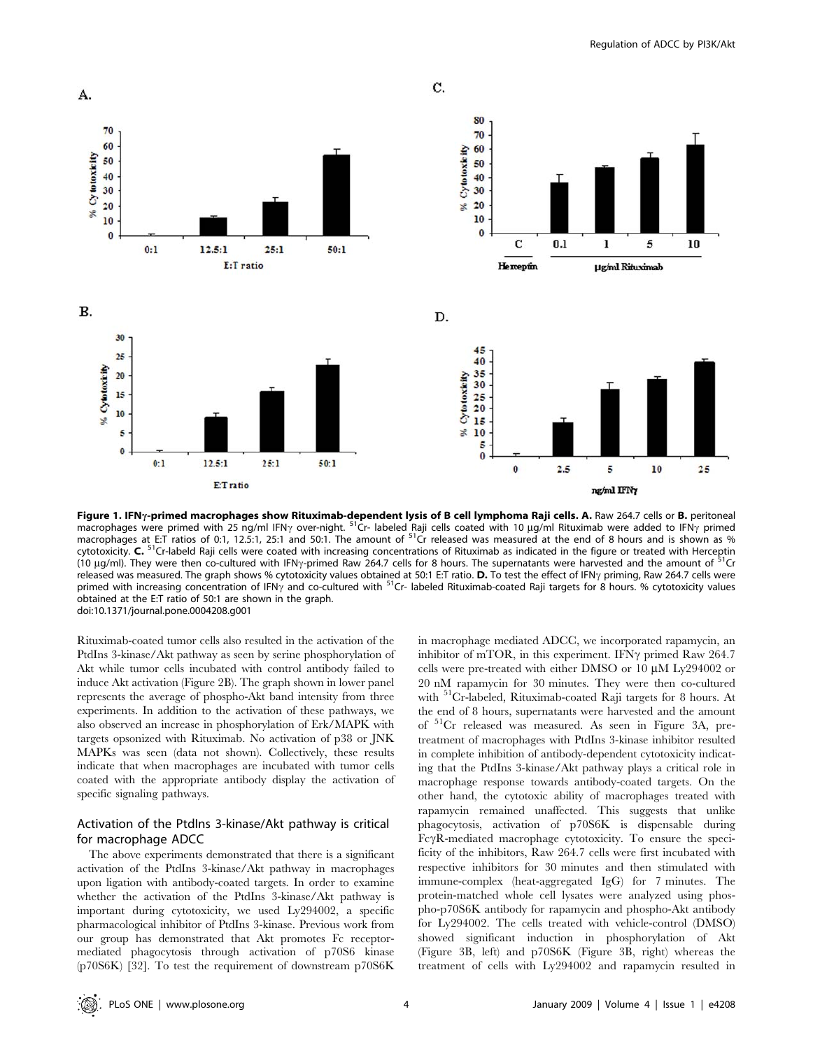**Figure 1. IFNγ-primed macrophages show Rituximab-dependent lysis of B cell lymphoma Raji cells. A.** Raw 264.7 cells or **B.** peritoneal macrophages were primed with 25 ng/ml IFNγ over-night. $^{51}$Cr- labeled Raji cells coated with 10 µg/ml Rituximab were added to IFNγ primed macrophages at E:T ratios of 0:1, 12.5:1, 25:1 and 50:1. The amount of $^{51}$Cr released was measured at the end of 8 hours and is shown as % cytotoxicity. **C.** $^{51}$Cr-labeld Raji cells were coated with increasing concentrations of Rituximab as indicated in the figure or treated with Herceptin (10 µg/ml). They were then co-cultured with IFNγ-primed Raw 264.7 cells for 8 hours. The supernatants were harvested and the amount of $^{51}$Cr released was measured. The graph shows % cytotoxicity values obtained at 50:1 E:T ratio. **D.** To test the effect of IFNγ priming, Raw 264.7 cells were primed with increasing concentration of IFNγ and co-cultured with $^{51}$Cr- labeled Rituximab-coated Raji targets for 8 hours. % cytotoxicity values obtained at the E:T ratio of 50:1 are shown in the graph.
doi:10.1371/journal.pone.0004208.g001

Rituximab-coated tumor cells also resulted in the activation of the PtdIns 3-kinase/Akt pathway as seen by serine phosphorylation of Akt while tumor cells incubated with control antibody failed to induce Akt activation (Figure 2B). The graph shown in lower panel represents the average of phospho-Akt band intensity from three experiments. In addition to the activation of these pathways, we also observed an increase in phosphorylation of Erk/MAPK with targets opsonized with Rituximab. No activation of p38 or JNK MAPKs was seen (data not shown). Collectively, these results indicate that when macrophages are incubated with tumor cells coated with the appropriate antibody display the activation of specific signaling pathways.

## Activation of the PtdIns 3-kinase/Akt pathway is critical for macrophage ADCC

The above experiments demonstrated that there is a significant activation of the PtdIns 3-kinase/Akt pathway in macrophages upon ligation with antibody-coated targets. In order to examine whether the activation of the PtdIns 3-kinase/Akt pathway is important during cytotoxicity, we used Ly294002, a specific pharmacological inhibitor of PtdIns 3-kinase. Previous work from our group has demonstrated that Akt promotes Fc receptor-mediated phagocytosis through activation of p70S6 kinase (p70S6K) [32]. To test the requirement of downstream p70S6K in macrophage mediated ADCC, we incorporated rapamycin, an inhibitor of mTOR, in this experiment. IFNγ primed Raw 264.7 cells were pre-treated with either DMSO or 10 µM Ly294002 or 20 nM rapamycin for 30 minutes. They were then co-cultured with $^{51}$Cr-labeled, Rituximab-coated Raji targets for 8 hours. At the end of 8 hours, supernatants were harvested and the amount of $^{51}$Cr released was measured. As seen in Figure 3A, pre-treatment of macrophages with PtdIns 3-kinase inhibitor resulted in complete inhibition of antibody-dependent cytotoxicity indicating that the PtdIns 3-kinase/Akt pathway plays a critical role in macrophage response towards antibody-coated targets. On the other hand, the cytotoxic ability of macrophages treated with rapamycin remained unaffected. This suggests that unlike phagocytosis, activation of p70S6K is dispensable during FcγR-mediated macrophage cytotoxicity. To ensure the specificity of the inhibitors, Raw 264.7 cells were first incubated with respective inhibitors for 30 minutes and then stimulated with immune-complex (heat-aggregated IgG) for 7 minutes. The protein-matched whole cell lysates were analyzed using phospho-p70S6K antibody for rapamycin and phospho-Akt antibody for Ly294002. The cells treated with vehicle-control (DMSO) showed significant induction in phosphorylation of Akt (Figure 3B, left) and p70S6K (Figure 3B, right) whereas the treatment of cells with Ly294002 and rapamycin resulted in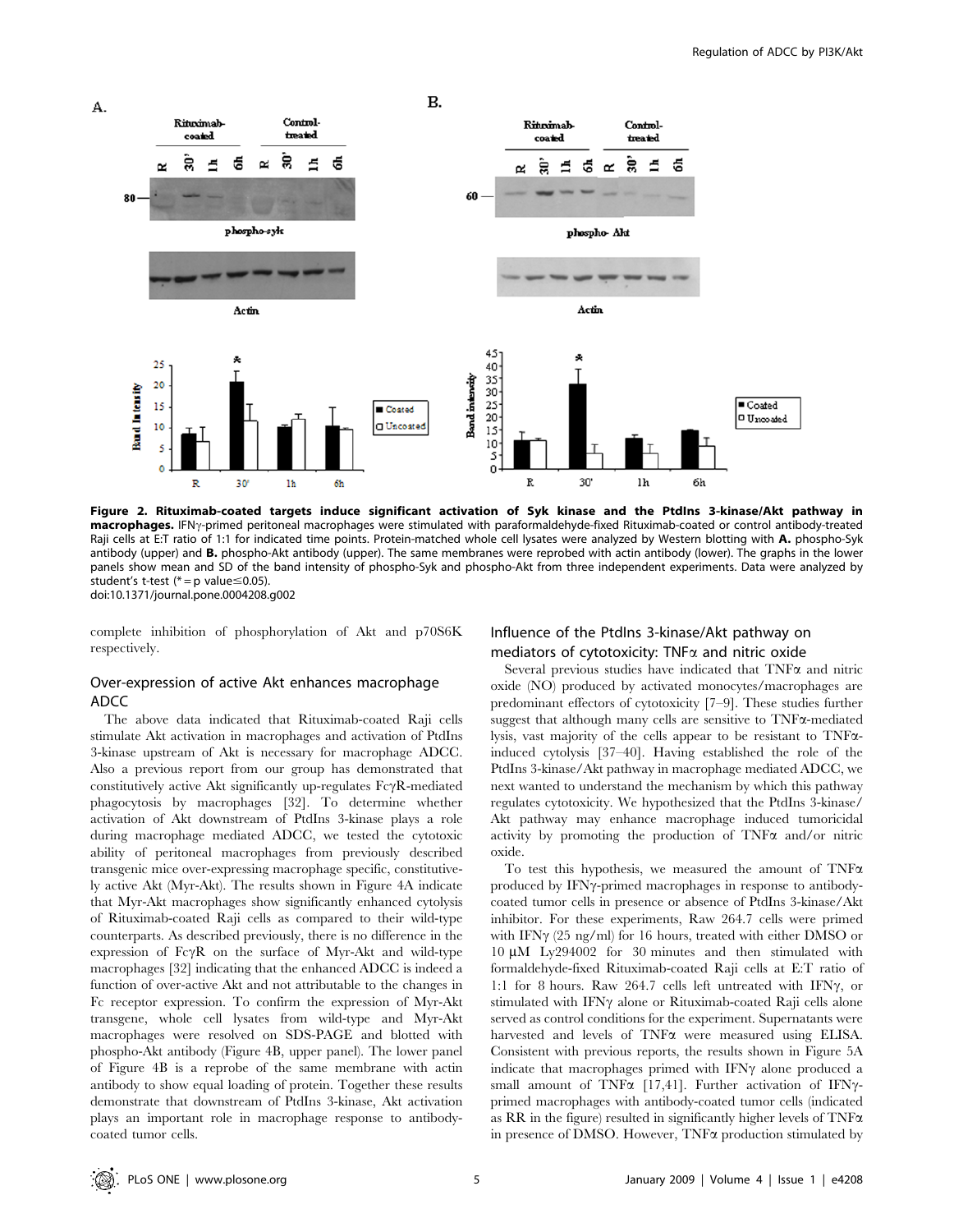**Figure 2. Rituximab-coated targets induce significant activation of Syk kinase and the PtdIns 3-kinase/Akt pathway in macrophages.** IFNγ-primed peritoneal macrophages were stimulated with paraformaldehyde-fixed Rituximab-coated or control antibody-treated Raji cells at E:T ratio of 1:1 for indicated time points. Protein-matched whole cell lysates were analyzed by Western blotting with **A.** phospho-Syk antibody (upper) and **B.** phospho-Akt antibody (upper). The same membranes were reprobed with actin antibody (lower). The graphs in the lower panels show mean and SD of the band intensity of phospho-Syk and phospho-Akt from three independent experiments. Data were analyzed by student's t-test (* = p value≤0.05).
doi:10.1371/journal.pone.0004208.g002

complete inhibition of phosphorylation of Akt and p70S6K respectively.

## Over-expression of active Akt enhances macrophage ADCC

The above data indicated that Rituximab-coated Raji cells stimulate Akt activation in macrophages and activation of PtdIns 3-kinase upstream of Akt is necessary for macrophage ADCC. Also a previous report from our group has demonstrated that constitutively active Akt significantly up-regulates FcγR-mediated phagocytosis by macrophages [32]. To determine whether activation of Akt downstream of PtdIns 3-kinase plays a role during macrophage mediated ADCC, we tested the cytotoxic ability of peritoneal macrophages from previously described transgenic mice over-expressing macrophage specific, constitutively active Akt (Myr-Akt). The results shown in Figure 4A indicate that Myr-Akt macrophages show significantly enhanced cytolysis of Rituximab-coated Raji cells as compared to their wild-type counterparts. As described previously, there is no difference in the expression of FcγR on the surface of Myr-Akt and wild-type macrophages [32] indicating that the enhanced ADCC is indeed a function of over-active Akt and not attributable to the changes in Fc receptor expression. To confirm the expression of Myr-Akt transgene, whole cell lysates from wild-type and Myr-Akt macrophages were resolved on SDS-PAGE and blotted with phospho-Akt antibody (Figure 4B, upper panel). The lower panel of Figure 4B is a reprobe of the same membrane with actin antibody to show equal loading of protein. Together these results demonstrate that downstream of PtdIns 3-kinase, Akt activation plays an important role in macrophage response to antibody-coated tumor cells.

## Influence of the PtdIns 3-kinase/Akt pathway on mediators of cytotoxicity: TNFα and nitric oxide

Several previous studies have indicated that TNFα and nitric oxide (NO) produced by activated monocytes/macrophages are predominant effectors of cytotoxicity [7–9]. These studies further suggest that although many cells are sensitive to TNFα-mediated lysis, vast majority of the cells appear to be resistant to TNFα-induced cytolysis [37–40]. Having established the role of the PtdIns 3-kinase/Akt pathway in macrophage mediated ADCC, we next wanted to understand the mechanism by which this pathway regulates cytotoxicity. We hypothesized that the PtdIns 3-kinase/Akt pathway may enhance macrophage induced tumoricidal activity by promoting the production of TNFα and/or nitric oxide.

To test this hypothesis, we measured the amount of TNFα produced by IFNγ-primed macrophages in response to antibody-coated tumor cells in presence or absence of PtdIns 3-kinase/Akt inhibitor. For these experiments, Raw 264.7 cells were primed with IFNγ (25 ng/ml) for 16 hours, treated with either DMSO or 10 µM Ly294002 for 30 minutes and then stimulated with formaldehyde-fixed Rituximab-coated Raji cells at E:T ratio of 1:1 for 8 hours. Raw 264.7 cells left untreated with IFNγ, or stimulated with IFNγ alone or Rituximab-coated Raji cells alone served as control conditions for the experiment. Supernatants were harvested and levels of TNFα were measured using ELISA. Consistent with previous reports, the results shown in Figure 5A indicate that macrophages primed with IFNγ alone produced a small amount of TNFα [17,41]. Further activation of IFNγ-primed macrophages with antibody-coated tumor cells (indicated as RR in the figure) resulted in significantly higher levels of TNFα in presence of DMSO. However, TNFα production stimulated by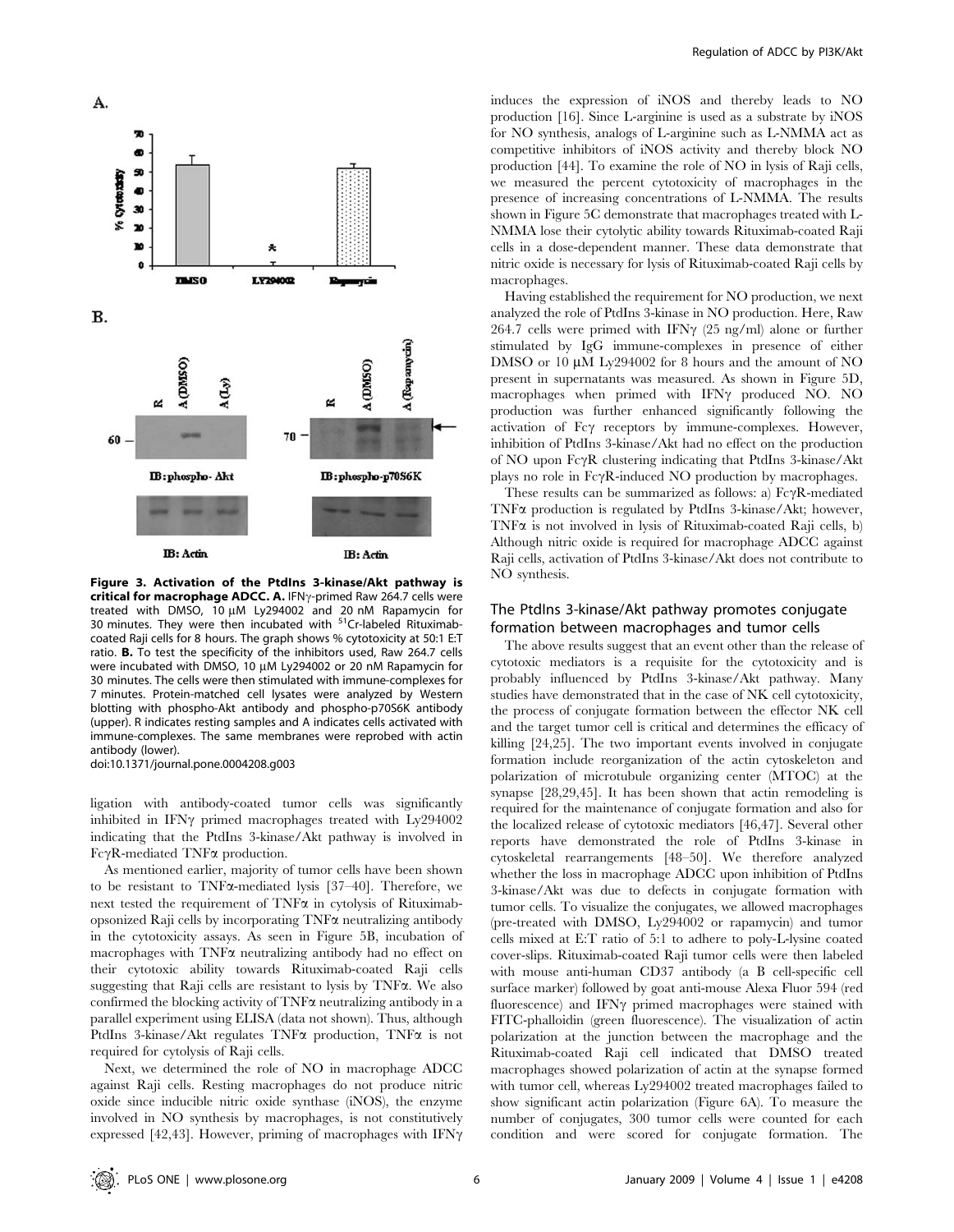**Figure 3. Activation of the PtdIns 3-kinase/Akt pathway is critical for macrophage ADCC. A.** IFNγ-primed Raw 264.7 cells were treated with DMSO, 10 μM Ly294002 and 20 nM Rapamycin for 30 minutes. They were then incubated with $^{51}$Cr-labeled Rituximab-coated Raji cells for 8 hours. The graph shows % cytotoxicity at 50:1 E:T ratio. **B.** To test the specificity of the inhibitors used, Raw 264.7 cells were incubated with DMSO, 10 μM Ly294002 or 20 nM Rapamycin for 30 minutes. The cells were then stimulated with immune-complexes for 7 minutes. Protein-matched cell lysates were analyzed by Western blotting with phospho-Akt antibody and phospho-p70S6K antibody (upper). R indicates resting samples and A indicates cells activated with immune-complexes. The same membranes were reprobed with actin antibody (lower).

doi:10.1371/journal.pone.0004208.g003

ligation with antibody-coated tumor cells was significantly inhibited in IFNγ primed macrophages treated with Ly294002 indicating that the PtdIns 3-kinase/Akt pathway is involved in FcγR-mediated TNFα production.

As mentioned earlier, majority of tumor cells have been shown to be resistant to TNFα-mediated lysis [37–40]. Therefore, we next tested the requirement of TNFα in cytolysis of Rituximab-opsonized Raji cells by incorporating TNFα neutralizing antibody in the cytotoxicity assays. As seen in Figure 5B, incubation of macrophages with TNFα neutralizing antibody had no effect on their cytotoxic ability towards Rituximab-coated Raji cells suggesting that Raji cells are resistant to lysis by TNFα. We also confirmed the blocking activity of TNFα neutralizing antibody in a parallel experiment using ELISA (data not shown). Thus, although PtdIns 3-kinase/Akt regulates TNFα production, TNFα is not required for cytolysis of Raji cells.

Next, we determined the role of NO in macrophage ADCC against Raji cells. Resting macrophages do not produce nitric oxide since inducible nitric oxide synthase (iNOS), the enzyme involved in NO synthesis by macrophages, is not constitutively expressed [42,43]. However, priming of macrophages with IFNγ induces the expression of iNOS and thereby leads to NO production [16]. Since L-arginine is used as a substrate by iNOS for NO synthesis, analogs of L-arginine such as L-NMMA act as competitive inhibitors of iNOS activity and thereby block NO production [44]. To examine the role of NO in lysis of Raji cells, we measured the percent cytotoxicity of macrophages in the presence of increasing concentrations of L-NMMA. The results shown in Figure 5C demonstrate that macrophages treated with L-NMMA lose their cytolytic ability towards Rituximab-coated Raji cells in a dose-dependent manner. These data demonstrate that nitric oxide is necessary for lysis of Rituximab-coated Raji cells by macrophages.

Having established the requirement for NO production, we next analyzed the role of PtdIns 3-kinase in NO production. Here, Raw 264.7 cells were primed with IFNγ (25 ng/ml) alone or further stimulated by IgG immune-complexes in presence of either DMSO or 10 μM Ly294002 for 8 hours and the amount of NO present in supernatants was measured. As shown in Figure 5D, macrophages when primed with IFNγ produced NO. NO production was further enhanced significantly following the activation of Fcγ receptors by immune-complexes. However, inhibition of PtdIns 3-kinase/Akt had no effect on the production of NO upon FcγR clustering indicating that PtdIns 3-kinase/Akt plays no role in FcγR-induced NO production by macrophages.

These results can be summarized as follows: a) FcγR-mediated TNFα production is regulated by PtdIns 3-kinase/Akt; however, TNFα is not involved in lysis of Rituximab-coated Raji cells, b) Although nitric oxide is required for macrophage ADCC against Raji cells, activation of PtdIns 3-kinase/Akt does not contribute to NO synthesis.

## The PtdIns 3-kinase/Akt pathway promotes conjugate formation between macrophages and tumor cells

The above results suggest that an event other than the release of cytotoxic mediators is a requisite for the cytotoxicity and is probably influenced by PtdIns 3-kinase/Akt pathway. Many studies have demonstrated that in the case of NK cell cytotoxicity, the process of conjugate formation between the effector NK cell and the target tumor cell is critical and determines the efficacy of killing [24,25]. The two important events involved in conjugate formation include reorganization of the actin cytoskeleton and polarization of microtubule organizing center (MTOC) at the synapse [28,29,45]. It has been shown that actin remodeling is required for the maintenance of conjugate formation and also for the localized release of cytotoxic mediators [46,47]. Several other reports have demonstrated the role of PtdIns 3-kinase in cytoskeletal rearrangements [48–50]. We therefore analyzed whether the loss in macrophage ADCC upon inhibition of PtdIns 3-kinase/Akt was due to defects in conjugate formation with tumor cells. To visualize the conjugates, we allowed macrophages (pre-treated with DMSO, Ly294002 or rapamycin) and tumor cells mixed at E:T ratio of 5:1 to adhere to poly-L-lysine coated cover-slips. Rituximab-coated Raji tumor cells were then labeled with mouse anti-human CD37 antibody (a B cell-specific cell surface marker) followed by goat anti-mouse Alexa Fluor 594 (red fluorescence) and IFNγ primed macrophages were stained with FITC-phalloidin (green fluorescence). The visualization of actin polarization at the junction between the macrophage and the Rituximab-coated Raji cell indicated that DMSO treated macrophages showed polarization of actin at the synapse formed with tumor cell, whereas Ly294002 treated macrophages failed to show significant actin polarization (Figure 6A). To measure the number of conjugates, 300 tumor cells were counted for each condition and were scored for conjugate formation. The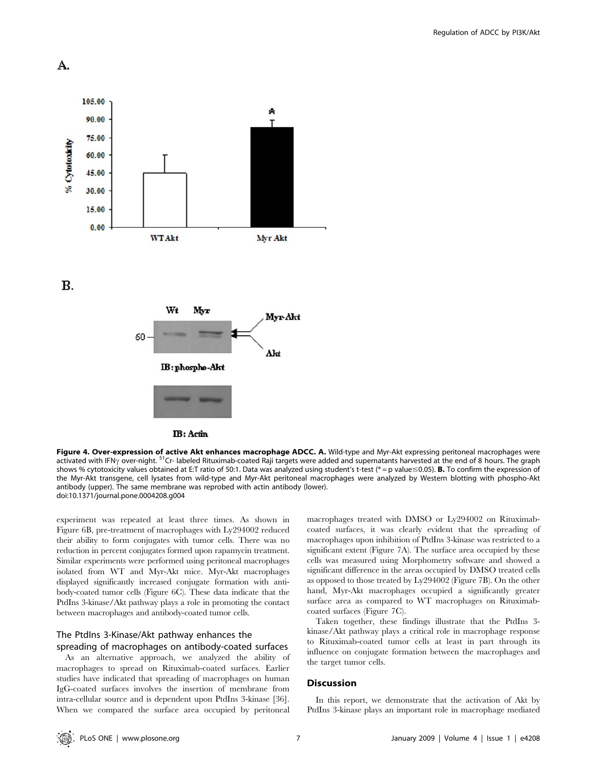**Figure 4. Over-expression of active Akt enhances macrophage ADCC. A.** Wild-type and Myr-Akt expressing peritoneal macrophages were activated with IFNγ over-night. $^{51}$Cr- labeled Rituximab-coated Raji targets were added and supernatants harvested at the end of 8 hours. The graph shows % cytotoxicity values obtained at E:T ratio of 50:1. Data was analyzed using student's t-test (* = p value≤0.05). **B.** To confirm the expression of the Myr-Akt transgene, cell lysates from wild-type and Myr-Akt peritoneal macrophages were analyzed by Western blotting with phospho-Akt antibody (upper). The same membrane was reprobed with actin antibody (lower).
doi:10.1371/journal.pone.0004208.g004

experiment was repeated at least three times. As shown in Figure 6B, pre-treatment of macrophages with Ly294002 reduced their ability to form conjugates with tumor cells. There was no reduction in percent conjugates formed upon rapamycin treatment. Similar experiments were performed using peritoneal macrophages isolated from WT and Myr-Akt mice. Myr-Akt macrophages displayed significantly increased conjugate formation with antibody-coated tumor cells (Figure 6C). These data indicate that the PtdIns 3-kinase/Akt pathway plays a role in promoting the contact between macrophages and antibody-coated tumor cells.

### The PtdIns 3-Kinase/Akt pathway enhances the spreading of macrophages on antibody-coated surfaces

As an alternative approach, we analyzed the ability of macrophages to spread on Rituximab-coated surfaces. Earlier studies have indicated that spreading of macrophages on human IgG-coated surfaces involves the insertion of membrane from intra-cellular source and is dependent upon PtdIns 3-kinase [36]. When we compared the surface area occupied by peritoneal macrophages treated with DMSO or Ly294002 on Rituximab-coated surfaces, it was clearly evident that the spreading of macrophages upon inhibition of PtdIns 3-kinase was restricted to a significant extent (Figure 7A). The surface area occupied by these cells was measured using Morphometry software and showed a significant difference in the areas occupied by DMSO treated cells as opposed to those treated by Ly294002 (Figure 7B). On the other hand, Myr-Akt macrophages occupied a significantly greater surface area as compared to WT macrophages on Rituximab-coated surfaces (Figure 7C).

Taken together, these findings illustrate that the PtdIns 3-kinase/Akt pathway plays a critical role in macrophage response to Rituximab-coated tumor cells at least in part through its influence on conjugate formation between the macrophages and the target tumor cells.

## Discussion

In this report, we demonstrate that the activation of Akt by PtdIns 3-kinase plays an important role in macrophage mediated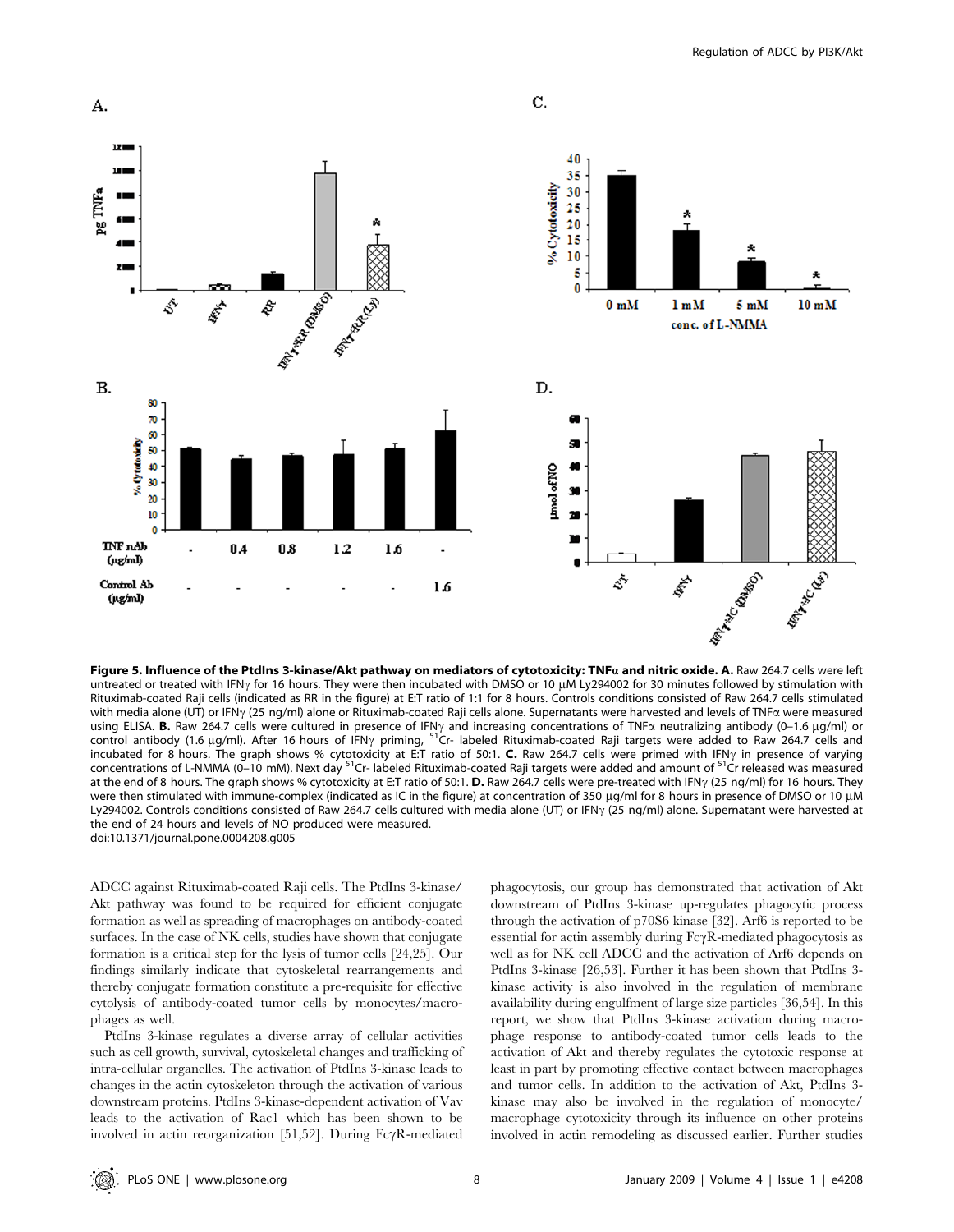**Figure 5. Influence of the PtdIns 3-kinase/Akt pathway on mediators of cytotoxicity: TNFα and nitric oxide. A.** Raw 264.7 cells were left untreated or treated with IFNγ for 16 hours. They were then incubated with DMSO or 10 μM Ly294002 for 30 minutes followed by stimulation with Rituximab-coated Raji cells (indicated as RR in the figure) at E:T ratio of 1:1 for 8 hours. Controls conditions consisted of Raw 264.7 cells stimulated with media alone (UT) or IFNγ (25 ng/ml) alone or Rituximab-coated Raji cells alone. Supernatants were harvested and levels of TNFα were measured using ELISA. **B.** Raw 264.7 cells were cultured in presence of IFNγ and increasing concentrations of TNFα neutralizing antibody (0–1.6 μg/ml) or control antibody (1.6 μg/ml). After 16 hours of IFNγ priming, $^{51}$Cr- labeled Rituximab-coated Raji targets were added to Raw 264.7 cells and incubated for 8 hours. The graph shows % cytotoxicity at E:T ratio of 50:1. **C.** Raw 264.7 cells were primed with IFNγ in presence of varying concentrations of L-NMMA (0–10 mM). Next day $^{51}$Cr- labeled Rituximab-coated Raji targets were added and amount of $^{51}$Cr released was measured at the end of 8 hours. The graph shows % cytotoxicity at E:T ratio of 50:1. **D.** Raw 264.7 cells were pre-treated with IFNγ (25 ng/ml) for 16 hours. They were then stimulated with immune-complex (indicated as IC in the figure) at concentration of 350 μg/ml for 8 hours in presence of DMSO or 10 μM Ly294002. Controls conditions consisted of Raw 264.7 cells cultured with media alone (UT) or IFNγ (25 ng/ml) alone. Supernatant were harvested at the end of 24 hours and levels of NO produced were measured.
doi:10.1371/journal.pone.0004208.g005

ADCC against Rituximab-coated Raji cells. The PtdIns 3-kinase/Akt pathway was found to be required for efficient conjugate formation as well as spreading of macrophages on antibody-coated surfaces. In the case of NK cells, studies have shown that conjugate formation is a critical step for the lysis of tumor cells [24,25]. Our findings similarly indicate that cytoskeletal rearrangements and thereby conjugate formation constitute a pre-requisite for effective cytolysis of antibody-coated tumor cells by monocytes/macrophages as well.

PtdIns 3-kinase regulates a diverse array of cellular activities such as cell growth, survival, cytoskeletal changes and trafficking of intra-cellular organelles. The activation of PtdIns 3-kinase leads to changes in the actin cytoskeleton through the activation of various downstream proteins. PtdIns 3-kinase-dependent activation of Vav leads to the activation of Rac1 which has been shown to be involved in actin reorganization [51,52]. During FcγR-mediated phagocytosis, our group has demonstrated that activation of Akt downstream of PtdIns 3-kinase up-regulates phagocytic process through the activation of p70S6 kinase [32]. Arf6 is reported to be essential for actin assembly during FcγR-mediated phagocytosis as well as for NK cell ADCC and the activation of Arf6 depends on PtdIns 3-kinase [26,53]. Further it has been shown that PtdIns 3-kinase activity is also involved in the regulation of membrane availability during engulfment of large size particles [36,54]. In this report, we show that PtdIns 3-kinase activation during macrophage response to antibody-coated tumor cells leads to the activation of Akt and thereby regulates the cytotoxic response at least in part by promoting effective contact between macrophages and tumor cells. In addition to the activation of Akt, PtdIns 3-kinase may also be involved in the regulation of monocyte/macrophage cytotoxicity through its influence on other proteins involved in actin remodeling as discussed earlier. Further studies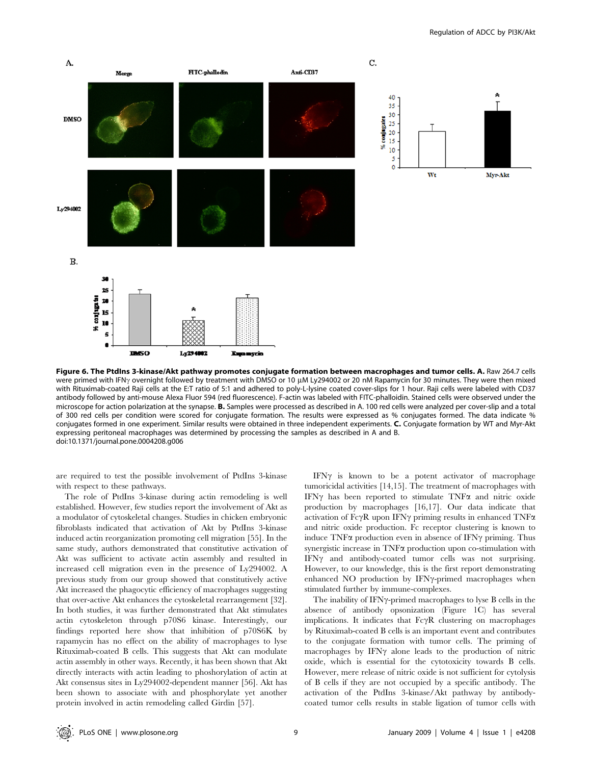**Figure 6. The PtdIns 3-kinase/Akt pathway promotes conjugate formation between macrophages and tumor cells. A.** Raw 264.7 cells were primed with IFNγ overnight followed by treatment with DMSO or 10 μM Ly294002 or 20 nM Rapamycin for 30 minutes. They were then mixed with Rituximab-coated Raji cells at the E:T ratio of 5:1 and adhered to poly-L-lysine coated cover-slips for 1 hour. Raji cells were labeled with CD37 antibody followed by anti-mouse Alexa Fluor 594 (red fluorescence). F-actin was labeled with FITC-phalloidin. Stained cells were observed under the microscope for action polarization at the synapse. **B.** Samples were processed as described in A. 100 red cells were analyzed per cover-slip and a total of 300 red cells per condition were scored for conjugate formation. The results were expressed as % conjugates formed. The data indicate % conjugates formed in one experiment. Similar results were obtained in three independent experiments. **C.** Conjugate formation by WT and Myr-Akt expressing peritoneal macrophages was determined by processing the samples as described in A and B.
doi:10.1371/journal.pone.0004208.g006

are required to test the possible involvement of PtdIns 3-kinase with respect to these pathways.

The role of PtdIns 3-kinase during actin remodeling is well established. However, few studies report the involvement of Akt as a modulator of cytoskeletal changes. Studies in chicken embryonic fibroblasts indicated that activation of Akt by PtdIns 3-kinase induced actin reorganization promoting cell migration [55]. In the same study, authors demonstrated that constitutive activation of Akt was sufficient to activate actin assembly and resulted in increased cell migration even in the presence of Ly294002. A previous study from our group showed that constitutively active Akt increased the phagocytic efficiency of macrophages suggesting that over-active Akt enhances the cytoskeletal rearrangement [32]. In both studies, it was further demonstrated that Akt stimulates actin cytoskeleton through p70S6 kinase. Interestingly, our findings reported here show that inhibition of p70S6K by rapamycin has no effect on the ability of macrophages to lyse Rituximab-coated B cells. This suggests that Akt can modulate actin assembly in other ways. Recently, it has been shown that Akt directly interacts with actin leading to phoshorylation of actin at Akt consensus sites in Ly294002-dependent manner [56]. Akt has been shown to associate with and phosphorylate yet another protein involved in actin remodeling called Girdin [57].

IFNγ is known to be a potent activator of macrophage tumoricidal activities [14,15]. The treatment of macrophages with IFNγ has been reported to stimulate TNFα and nitric oxide production by macrophages [16,17]. Our data indicate that activation of FcγR upon IFNγ priming results in enhanced TNFα and nitric oxide production. Fc receptor clustering is known to induce TNFα production even in absence of IFNγ priming. Thus synergistic increase in TNFα production upon co-stimulation with IFNγ and antibody-coated tumor cells was not surprising. However, to our knowledge, this is the first report demonstrating enhanced NO production by IFNγ-primed macrophages when stimulated further by immune-complexes.

The inability of IFNγ-primed macrophages to lyse B cells in the absence of antibody opsonization (Figure 1C) has several implications. It indicates that FcγR clustering on macrophages by Rituximab-coated B cells is an important event and contributes to the conjugate formation with tumor cells. The priming of macrophages by IFNγ alone leads to the production of nitric oxide, which is essential for the cytotoxicity towards B cells. However, mere release of nitric oxide is not sufficient for cytolysis of B cells if they are not occupied by a specific antibody. The activation of the PtdIns 3-kinase/Akt pathway by antibody-coated tumor cells results in stable ligation of tumor cells with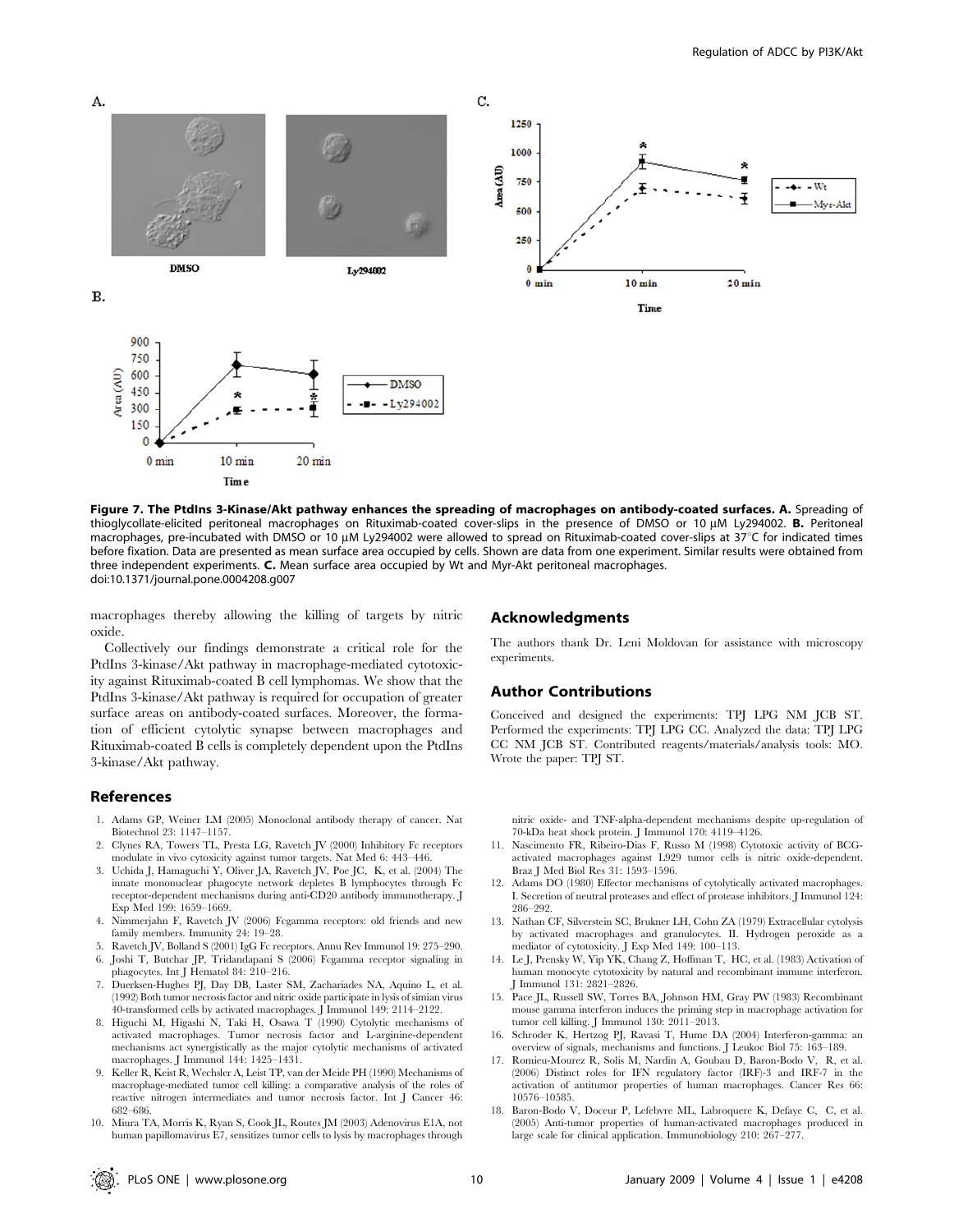**Figure 7. The PtdIns 3-Kinase/Akt pathway enhances the spreading of macrophages on antibody-coated surfaces. A.** Spreading of thioglycollate-elicited peritoneal macrophages on Rituximab-coated cover-slips in the presence of DMSO or 10 µM Ly294002. **B.** Peritoneal macrophages, pre-incubated with DMSO or 10 µM Ly294002 were allowed to spread on Rituximab-coated cover-slips at 37°C for indicated times before fixation. Data are presented as mean surface area occupied by cells. Shown are data from one experiment. Similar results were obtained from three independent experiments. **C.** Mean surface area occupied by Wt and Myr-Akt peritoneal macrophages.
doi:10.1371/journal.pone.0004208.g007

macrophages thereby allowing the killing of targets by nitric oxide.

Collectively our findings demonstrate a critical role for the PtdIns 3-kinase/Akt pathway in macrophage-mediated cytotoxicity against Rituximab-coated B cell lymphomas. We show that the PtdIns 3-kinase/Akt pathway is required for occupation of greater surface areas on antibody-coated surfaces. Moreover, the formation of efficient cytolytic synapse between macrophages and Rituximab-coated B cells is completely dependent upon the PtdIns 3-kinase/Akt pathway.

## Acknowledgments

The authors thank Dr. Leni Moldovan for assistance with microscopy experiments.

## Author Contributions

Conceived and designed the experiments: TPJ LPG NM JCB ST. Performed the experiments: TPJ LPG CC. Analyzed the data: TPJ LPG CC NM JCB ST. Contributed reagents/materials/analysis tools: MO. Wrote the paper: TPJ ST.

## References

1. Adams GP, Weiner LM (2005) Monoclonal antibody therapy of cancer. Nat Biotechnol 23: 1147–1157.
2. Clynes RA, Towers TL, Presta LG, Ravetch JV (2000) Inhibitory Fc receptors modulate in vivo cytoxicity against tumor targets. Nat Med 6: 443–446.
3. Uchida J, Hamaguchi Y, Oliver JA, Ravetch JV, Poe JC, K, et al. (2004) The innate mononuclear phagocyte network depletes B lymphocytes through Fc receptor-dependent mechanisms during anti-CD20 antibody immunotherapy. J Exp Med 199: 1659–1669.
4. Nimmerjahn F, Ravetch JV (2006) Fcgamma receptors: old friends and new family members. Immunity 24: 19–28.
5. Ravetch JV, Bolland S (2001) IgG Fc receptors. Annu Rev Immunol 19: 275–290.
6. Joshi T, Butchar JP, Tridandapani S (2006) Fcgamma receptor signaling in phagocytes. Int J Hematol 84: 210–216.
7. Duerksen-Hughes PJ, Day DB, Laster SM, Zachariades NA, Aquino L, et al. (1992) Both tumor necrosis factor and nitric oxide participate in lysis of simian virus 40-transformed cells by activated macrophages. J Immunol 149: 2114–2122.
8. Higuchi M, Higashi N, Taki H, Osawa T (1990) Cytolytic mechanisms of activated macrophages. Tumor necrosis factor and L-arginine-dependent mechanisms act synergistically as the major cytolytic mechanisms of activated macrophages. J Immunol 144: 1425–1431.
9. Keller R, Keist R, Wechsler A, Leist TP, van der Meide PH (1990) Mechanisms of macrophage-mediated tumor cell killing: a comparative analysis of the roles of reactive nitrogen intermediates and tumor necrosis factor. Int J Cancer 46: 682–686.
10. Miura TA, Morris K, Ryan S, Cook JL, Routes JM (2003) Adenovirus E1A, not human papillomavirus E7, sensitizes tumor cells to lysis by macrophages through nitric oxide- and TNF-alpha-dependent mechanisms despite up-regulation of 70-kDa heat shock protein. J Immunol 170: 4119–4126.
11. Nascimento FR, Ribeiro-Dias F, Russo M (1998) Cytotoxic activity of BCG-activated macrophages against L929 tumor cells is nitric oxide-dependent. Braz J Med Biol Res 31: 1593–1596.
12. Adams DO (1980) Effector mechanisms of cytolytically activated macrophages. I. Secretion of neutral proteases and effect of protease inhibitors. J Immunol 124: 286–292.
13. Nathan CF, Silverstein SC, Brukner LH, Cohn ZA (1979) Extracellular cytolysis by activated macrophages and granulocytes. II. Hydrogen peroxide as a mediator of cytotoxicity. J Exp Med 149: 100–113.
14. Le J, Prensky W, Yip YK, Chang Z, Hoffman T, HC, et al. (1983) Activation of human monocyte cytotoxicity by natural and recombinant immune interferon. J Immunol 131: 2821–2826.
15. Pace JL, Russell SW, Torres BA, Johnson HM, Gray PW (1983) Recombinant mouse gamma interferon induces the priming step in macrophage activation for tumor cell killing. J Immunol 130: 2011–2013.
16. Schroder K, Hertzog PJ, Ravasi T, Hume DA (2004) Interferon-gamma: an overview of signals, mechanisms and functions. J Leukoc Biol 75: 163–189.
17. Romieu-Mourez R, Solis M, Nardin A, Goubau D, Baron-Bodo V, R, et al. (2006) Distinct roles for IFN regulatory factor (IRF)-3 and IRF-7 in the activation of antitumor properties of human macrophages. Cancer Res 66: 10576–10585.
18. Baron-Bodo V, Doceur P, Lefebvre ML, Labroquere K, Defaye C, C, et al. (2005) Anti-tumor properties of human-activated macrophages produced in large scale for clinical application. Immunobiology 210: 267–277.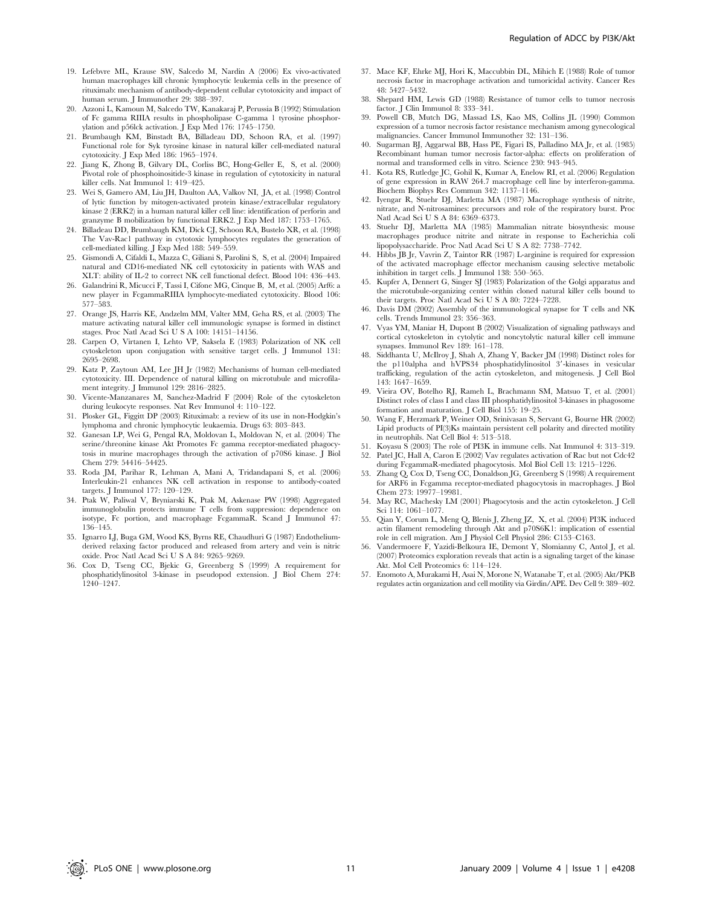19. Lefebvre ML, Krause SW, Salcedo M, Nardin A (2006) Ex vivo-activated human macrophages kill chronic lymphocytic leukemia cells in the presence of rituximab: mechanism of antibody-dependent cellular cytotoxicity and impact of human serum. J Immunother 29: 388–397.
20. Azzoni L, Kamoun M, Salcedo TW, Kanakaraj P, Perussia B (1992) Stimulation of Fc gamma RIIIA results in phospholipase C-gamma 1 tyrosine phosphorylation and p56lck activation. J Exp Med 176: 1745–1750.
21. Brumbaugh KM, Binstadt BA, Billadeau DD, Schoon RA, et al. (1997) Functional role for Syk tyrosine kinase in natural killer cell-mediated natural cytotoxicity. J Exp Med 186: 1965–1974.
22. Jiang K, Zhong B, Gilvary DL, Corliss BC, Hong-Geller E, S, et al. (2000) Pivotal role of phosphoinositide-3 kinase in regulation of cytotoxicity in natural killer cells. Nat Immunol 1: 419–425.
23. Wei S, Gamero AM, Liu JH, Daulton AA, Valkov NI, JA, et al. (1998) Control of lytic function by mitogen-activated protein kinase/extracellular regulatory kinase 2 (ERK2) in a human natural killer cell line: identification of perforin and granzyme B mobilization by functional ERK2. J Exp Med 187: 1753–1765.
24. Billadeau DD, Brumbaugh KM, Dick CJ, Schoon RA, Bustelo XR, et al. (1998) The Vav-Rac1 pathway in cytotoxic lymphocytes regulates the generation of cell-mediated killing. J Exp Med 188: 549–559.
25. Gismondi A, Cifaldi L, Mazza C, Giliani S, Parolini S, S, et al. (2004) Impaired natural and CD16-mediated NK cell cytotoxicity in patients with WAS and XLT: ability of IL-2 to correct NK cell functional defect. Blood 104: 436–443.
26. Galandrini R, Micucci F, Tassi I, Cifone MG, Cinque B, M, et al. (2005) Arf6: a new player in FcgammaRIIIA lymphocyte-mediated cytotoxicity. Blood 106: 577–583.
27. Orange JS, Harris KE, Andzelm MM, Valter MM, Geha RS, et al. (2003) The mature activating natural killer cell immunologic synapse is formed in distinct stages. Proc Natl Acad Sci U S A 100: 14151–14156.
28. Carpen O, Virtanen I, Lehto VP, Saksela E (1983) Polarization of NK cell cytoskeleton upon conjugation with sensitive target cells. J Immunol 131: 2695–2698.
29. Katz P, Zaytoun AM, Lee JH Jr (1982) Mechanisms of human cell-mediated cytotoxicity. III. Dependence of natural killing on microtubule and microfilament integrity. J Immunol 129: 2816–2825.
30. Vicente-Manzanares M, Sanchez-Madrid F (2004) Role of the cytoskeleton during leukocyte responses. Nat Rev Immunol 4: 110–122.
31. Plosker GL, Figgitt DP (2003) Rituximab: a review of its use in non-Hodgkin's lymphoma and chronic lymphocytic leukaemia. Drugs 63: 803–843.
32. Ganesan LP, Wei G, Pengal RA, Moldovan L, Moldovan N, et al. (2004) The serine/threonine kinase Akt Promotes Fc gamma receptor-mediated phagocytosis in murine macrophages through the activation of p70S6 kinase. J Biol Chem 279: 54416–54425.
33. Roda JM, Parihar R, Lehman A, Mani A, Tridandapani S, et al. (2006) Interleukin-21 enhances NK cell activation in response to antibody-coated targets. J Immunol 177: 120–129.
34. Ptak W, Paliwal V, Bryniarski K, Ptak M, Askenase PW (1998) Aggregated immunoglobulin protects immune T cells from suppression: dependence on isotype, Fc portion, and macrophage FcgammaR. Scand J Immunol 47: 136–145.
35. Ignarro LJ, Buga GM, Wood KS, Byrns RE, Chaudhuri G (1987) Endothelium-derived relaxing factor produced and released from artery and vein is nitric oxide. Proc Natl Acad Sci U S A 84: 9265–9269.
36. Cox D, Tseng CC, Bjekic G, Greenberg S (1999) A requirement for phosphatidylinositol 3-kinase in pseudopod extension. J Biol Chem 274: 1240–1247.
37. Mace KF, Ehrke MJ, Hori K, Maccubbin DL, Mihich E (1988) Role of tumor necrosis factor in macrophage activation and tumoricidal activity. Cancer Res 48: 5427–5432.
38. Shepard HM, Lewis GD (1988) Resistance of tumor cells to tumor necrosis factor. J Clin Immunol 8: 333–341.
39. Powell CB, Mutch DG, Massad LS, Kao MS, Collins JL (1990) Common expression of a tumor necrosis factor resistance mechanism among gynecological malignancies. Cancer Immunol Immunother 32: 131–136.
40. Sugarman BJ, Aggarwal BB, Hass PE, Figari IS, Palladino MA Jr, et al. (1985) Recombinant human tumor necrosis factor-alpha: effects on proliferation of normal and transformed cells in vitro. Science 230: 943–945.
41. Kota RS, Rutledge JC, Gohil K, Kumar A, Enelow RI, et al. (2006) Regulation of gene expression in RAW 264.7 macrophage cell line by interferon-gamma. Biochem Biophys Res Commun 342: 1137–1146.
42. Iyengar R, Stuehr DJ, Marletta MA (1987) Macrophage synthesis of nitrite, nitrate, and N-nitrosamines: precursors and role of the respiratory burst. Proc Natl Acad Sci U S A 84: 6369–6373.
43. Stuehr DJ, Marletta MA (1985) Mammalian nitrate biosynthesis: mouse macrophages produce nitrite and nitrate in response to Escherichia coli lipopolysaccharide. Proc Natl Acad Sci U S A 82: 7738–7742.
44. Hibbs JB Jr, Vavrin Z, Taintor RR (1987) L-arginine is required for expression of the activated macrophage effector mechanism causing selective metabolic inhibition in target cells. J Immunol 138: 550–565.
45. Kupfer A, Dennert G, Singer SJ (1983) Polarization of the Golgi apparatus and the microtubule-organizing center within cloned natural killer cells bound to their targets. Proc Natl Acad Sci U S A 80: 7224–7228.
46. Davis DM (2002) Assembly of the immunological synapse for T cells and NK cells. Trends Immunol 23: 356–363.
47. Vyas YM, Maniar H, Dupont B (2002) Visualization of signaling pathways and cortical cytoskeleton in cytolytic and noncytolytic natural killer cell immune synapses. Immunol Rev 189: 161–178.
48. Siddhanta U, McIlroy J, Shah A, Zhang Y, Backer JM (1998) Distinct roles for the p110alpha and hVPS34 phosphatidylinositol 3′-kinases in vesicular trafficking, regulation of the actin cytoskeleton, and mitogenesis. J Cell Biol 143: 1647–1659.
49. Vieira OV, Botelho RJ, Rameh L, Brachmann SM, Matsuo T, et al. (2001) Distinct roles of class I and class III phosphatidylinositol 3-kinases in phagosome formation and maturation. J Cell Biol 155: 19–25.
50. Wang F, Herzmark P, Weiner OD, Srinivasan S, Servant G, Bourne HR (2002) Lipid products of PI(3)Ks maintain persistent cell polarity and directed motility in neutrophils. Nat Cell Biol 4: 513–518.
51. Koyasu S (2003) The role of PI3K in immune cells. Nat Immunol 4: 313–319.
52. Patel JC, Hall A, Caron E (2002) Vav regulates activation of Rac but not Cdc42 during FcgammaR-mediated phagocytosis. Mol Biol Cell 13: 1215–1226.
53. Zhang Q, Cox D, Tseng CC, Donaldson JG, Greenberg S (1998) A requirement for ARF6 in Fcgamma receptor-mediated phagocytosis in macrophages. J Biol Chem 273: 19977–19981.
54. May RC, Machesky LM (2001) Phagocytosis and the actin cytoskeleton. J Cell Sci 114: 1061–1077.
55. Qian Y, Corum L, Meng Q, Blenis J, Zheng JZ, X, et al. (2004) PI3K induced actin filament remodeling through Akt and p70S6K1: implication of essential role in cell migration. Am J Physiol Cell Physiol 286: C153–C163.
56. Vandermoere F, Yazidi-Belkoura IE, Demont Y, Slomianny C, Antol J, et al. (2007) Proteomics exploration reveals that actin is a signaling target of the kinase Akt. Mol Cell Proteomics 6: 114–124.
57. Enomoto A, Murakami H, Asai N, Morone N, Watanabe T, et al. (2005) Akt/PKB regulates actin organization and cell motility via Girdin/APE. Dev Cell 9: 389–402.